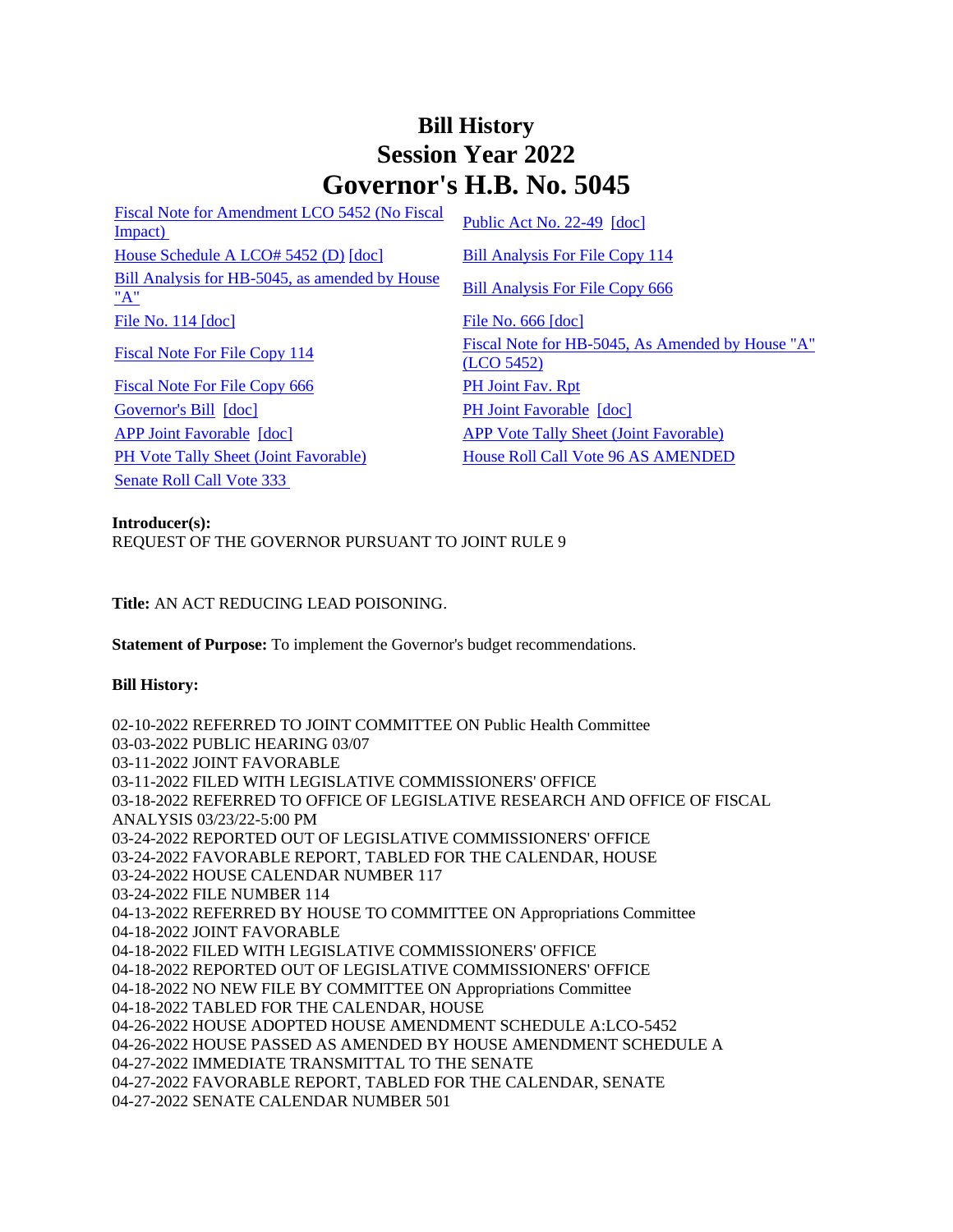# Bill History
# Session Year 2022
# Governor's H.B. No. 5045

| | |
|---|---|
| Fiscal Note for Amendment LCO 5452 (No Fiscal Impact) | Public Act No. 22-49 [doc] |
| House Schedule A LCO# 5452 (D) [doc] | Bill Analysis For File Copy 114 |
| Bill Analysis for HB-5045, as amended by House "A" | Bill Analysis For File Copy 666 |
| File No. 114 [doc] | File No. 666 [doc] |
| Fiscal Note For File Copy 114 | Fiscal Note for HB-5045, As Amended by House "A" (LCO 5452) |
| Fiscal Note For File Copy 666 | PH Joint Fav. Rpt |
| Governor's Bill [doc] | PH Joint Favorable [doc] |
| APP Joint Favorable [doc] | APP Vote Tally Sheet (Joint Favorable) |
| PH Vote Tally Sheet (Joint Favorable) | House Roll Call Vote 96 AS AMENDED |
| Senate Roll Call Vote 333 | |

**Introducer(s):**
REQUEST OF THE GOVERNOR PURSUANT TO JOINT RULE 9

**Title:** AN ACT REDUCING LEAD POISONING.

**Statement of Purpose:** To implement the Governor's budget recommendations.

**Bill History:**

02-10-2022 REFERRED TO JOINT COMMITTEE ON Public Health Committee
03-03-2022 PUBLIC HEARING 03/07
03-11-2022 JOINT FAVORABLE
03-11-2022 FILED WITH LEGISLATIVE COMMISSIONERS' OFFICE
03-18-2022 REFERRED TO OFFICE OF LEGISLATIVE RESEARCH AND OFFICE OF FISCAL ANALYSIS 03/23/22-5:00 PM
03-24-2022 REPORTED OUT OF LEGISLATIVE COMMISSIONERS' OFFICE
03-24-2022 FAVORABLE REPORT, TABLED FOR THE CALENDAR, HOUSE
03-24-2022 HOUSE CALENDAR NUMBER 117
03-24-2022 FILE NUMBER 114
04-13-2022 REFERRED BY HOUSE TO COMMITTEE ON Appropriations Committee
04-18-2022 JOINT FAVORABLE
04-18-2022 FILED WITH LEGISLATIVE COMMISSIONERS' OFFICE
04-18-2022 REPORTED OUT OF LEGISLATIVE COMMISSIONERS' OFFICE
04-18-2022 NO NEW FILE BY COMMITTEE ON Appropriations Committee
04-18-2022 TABLED FOR THE CALENDAR, HOUSE
04-26-2022 HOUSE ADOPTED HOUSE AMENDMENT SCHEDULE A:LCO-5452
04-26-2022 HOUSE PASSED AS AMENDED BY HOUSE AMENDMENT SCHEDULE A
04-27-2022 IMMEDIATE TRANSMITTAL TO THE SENATE
04-27-2022 FAVORABLE REPORT, TABLED FOR THE CALENDAR, SENATE
04-27-2022 SENATE CALENDAR NUMBER 501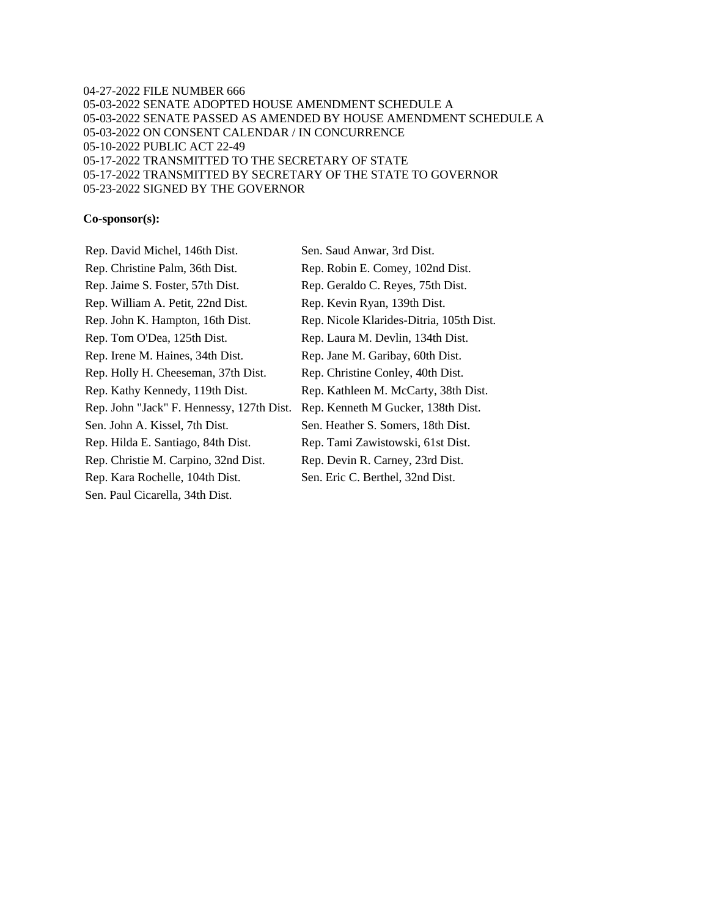04-27-2022 FILE NUMBER 666
05-03-2022 SENATE ADOPTED HOUSE AMENDMENT SCHEDULE A
05-03-2022 SENATE PASSED AS AMENDED BY HOUSE AMENDMENT SCHEDULE A
05-03-2022 ON CONSENT CALENDAR / IN CONCURRENCE
05-10-2022 PUBLIC ACT 22-49
05-17-2022 TRANSMITTED TO THE SECRETARY OF STATE
05-17-2022 TRANSMITTED BY SECRETARY OF THE STATE TO GOVERNOR
05-23-2022 SIGNED BY THE GOVERNOR

**Co-sponsor(s):**

| | |
|---|---|
| Rep. David Michel, 146th Dist. | Sen. Saud Anwar, 3rd Dist. |
| Rep. Christine Palm, 36th Dist. | Rep. Robin E. Comey, 102nd Dist. |
| Rep. Jaime S. Foster, 57th Dist. | Rep. Geraldo C. Reyes, 75th Dist. |
| Rep. William A. Petit, 22nd Dist. | Rep. Kevin Ryan, 139th Dist. |
| Rep. John K. Hampton, 16th Dist. | Rep. Nicole Klarides-Ditria, 105th Dist. |
| Rep. Tom O'Dea, 125th Dist. | Rep. Laura M. Devlin, 134th Dist. |
| Rep. Irene M. Haines, 34th Dist. | Rep. Jane M. Garibay, 60th Dist. |
| Rep. Holly H. Cheeseman, 37th Dist. | Rep. Christine Conley, 40th Dist. |
| Rep. Kathy Kennedy, 119th Dist. | Rep. Kathleen M. McCarty, 38th Dist. |
| Rep. John "Jack" F. Hennessy, 127th Dist. | Rep. Kenneth M Gucker, 138th Dist. |
| Sen. John A. Kissel, 7th Dist. | Sen. Heather S. Somers, 18th Dist. |
| Rep. Hilda E. Santiago, 84th Dist. | Rep. Tami Zawistowski, 61st Dist. |
| Rep. Christie M. Carpino, 32nd Dist. | Rep. Devin R. Carney, 23rd Dist. |
| Rep. Kara Rochelle, 104th Dist. | Sen. Eric C. Berthel, 32nd Dist. |
| Sen. Paul Cicarella, 34th Dist. | |